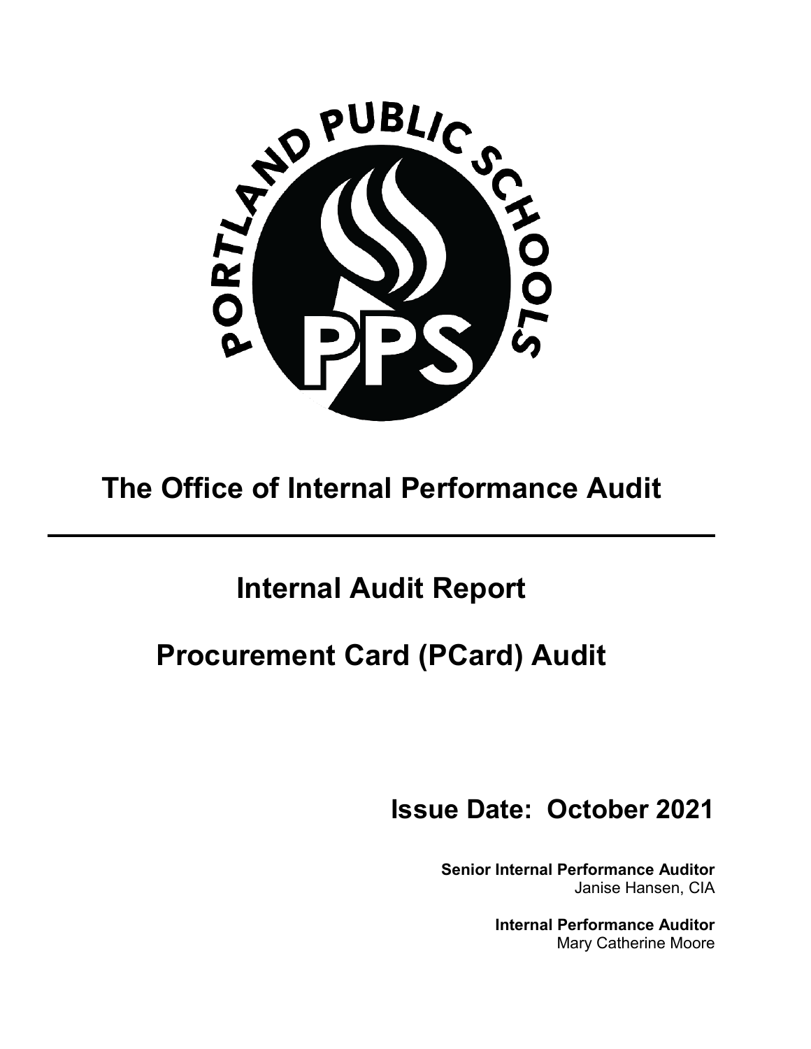# The Office of Internal Performance Audit

## Internal Audit Report

## Procurement Card (PCard) Audit

**Issue Date: October 2021**

**Senior Internal Performance Auditor**
Janise Hansen, CIA

**Internal Performance Auditor**
Mary Catherine Moore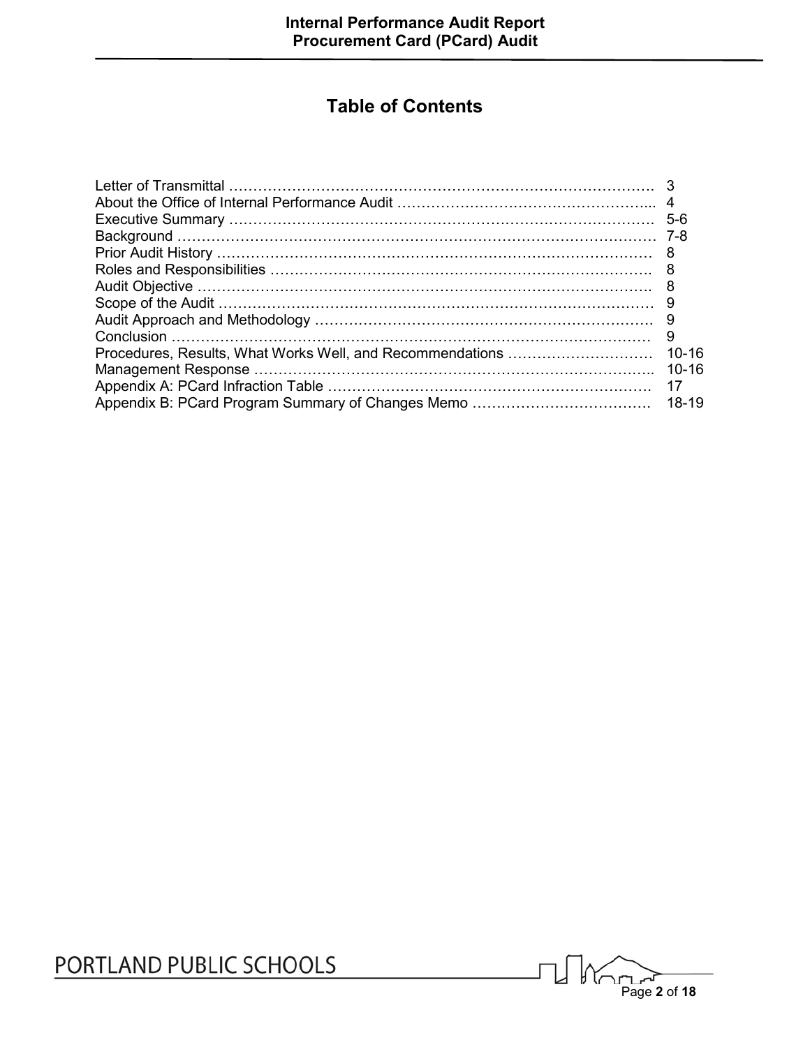## Table of Contents

| Section | Page |
| --- | --- |
| Letter of Transmittal | 3 |
| About the Office of Internal Performance Audit | 4 |
| Executive Summary | 5-6 |
| Background | 7-8 |
| Prior Audit History | 8 |
| Roles and Responsibilities | 8 |
| Audit Objective | 8 |
| Scope of the Audit | 9 |
| Audit Approach and Methodology | 9 |
| Conclusion | 9 |
| Procedures, Results, What Works Well, and Recommendations | 10-16 |
| Management Response | 10-16 |
| Appendix A: PCard Infraction Table | 17 |
| Appendix B: PCard Program Summary of Changes Memo | 18-19 |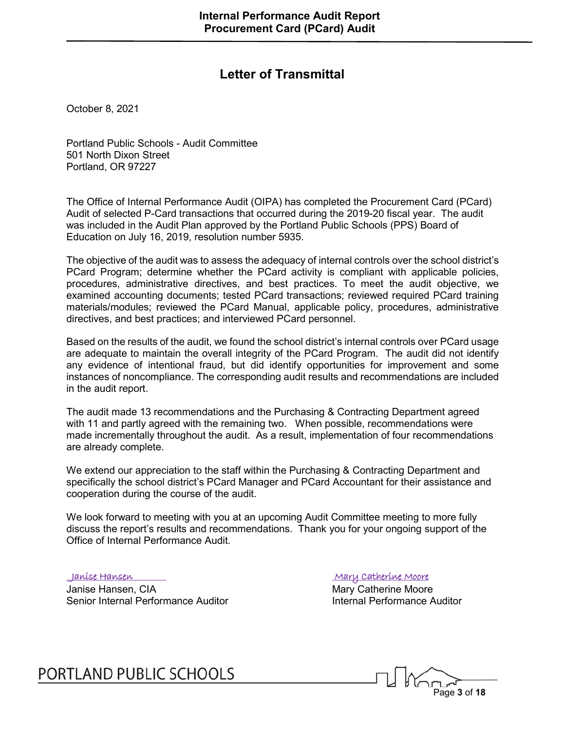# Letter of Transmittal

October 8, 2021

Portland Public Schools - Audit Committee
501 North Dixon Street
Portland, OR 97227

The Office of Internal Performance Audit (OIPA) has completed the Procurement Card (PCard) Audit of selected P-Card transactions that occurred during the 2019-20 fiscal year. The audit was included in the Audit Plan approved by the Portland Public Schools (PPS) Board of Education on July 16, 2019, resolution number 5935.

The objective of the audit was to assess the adequacy of internal controls over the school district's PCard Program; determine whether the PCard activity is compliant with applicable policies, procedures, administrative directives, and best practices. To meet the audit objective, we examined accounting documents; tested PCard transactions; reviewed required PCard training materials/modules; reviewed the PCard Manual, applicable policy, procedures, administrative directives, and best practices; and interviewed PCard personnel.

Based on the results of the audit, we found the school district's internal controls over PCard usage are adequate to maintain the overall integrity of the PCard Program. The audit did not identify any evidence of intentional fraud, but did identify opportunities for improvement and some instances of noncompliance. The corresponding audit results and recommendations are included in the audit report.

The audit made 13 recommendations and the Purchasing & Contracting Department agreed with 11 and partly agreed with the remaining two. When possible, recommendations were made incrementally throughout the audit. As a result, implementation of four recommendations are already complete.

We extend our appreciation to the staff within the Purchasing & Contracting Department and specifically the school district's PCard Manager and PCard Accountant for their assistance and cooperation during the course of the audit.

We look forward to meeting with you at an upcoming Audit Committee meeting to more fully discuss the report's results and recommendations. Thank you for your ongoing support of the Office of Internal Performance Audit.

Janise Hansen
Janise Hansen, CIA
Senior Internal Performance Auditor

Mary Catherine Moore
Mary Catherine Moore
Internal Performance Auditor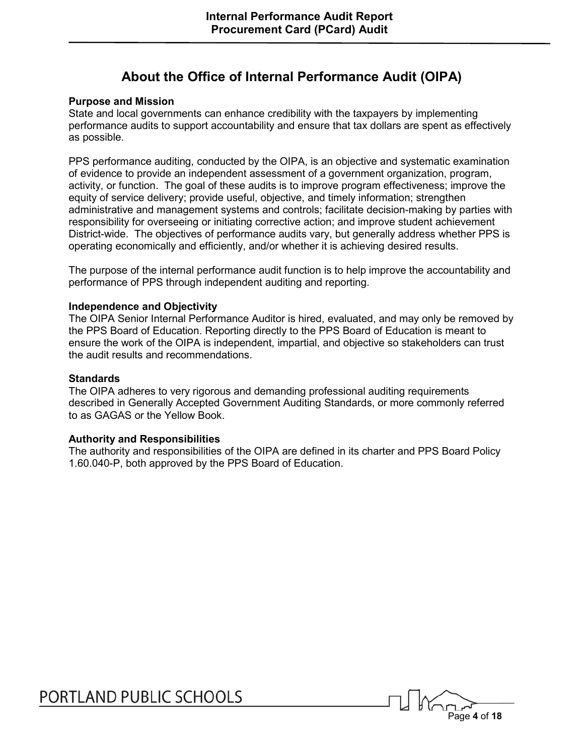# About the Office of Internal Performance Audit (OIPA)

**Purpose and Mission**

State and local governments can enhance credibility with the taxpayers by implementing performance audits to support accountability and ensure that tax dollars are spent as effectively as possible.

PPS performance auditing, conducted by the OIPA, is an objective and systematic examination of evidence to provide an independent assessment of a government organization, program, activity, or function. The goal of these audits is to improve program effectiveness; improve the equity of service delivery; provide useful, objective, and timely information; strengthen administrative and management systems and controls; facilitate decision-making by parties with responsibility for overseeing or initiating corrective action; and improve student achievement District-wide. The objectives of performance audits vary, but generally address whether PPS is operating economically and efficiently, and/or whether it is achieving desired results.

The purpose of the internal performance audit function is to help improve the accountability and performance of PPS through independent auditing and reporting.

**Independence and Objectivity**

The OIPA Senior Internal Performance Auditor is hired, evaluated, and may only be removed by the PPS Board of Education. Reporting directly to the PPS Board of Education is meant to ensure the work of the OIPA is independent, impartial, and objective so stakeholders can trust the audit results and recommendations.

**Standards**

The OIPA adheres to very rigorous and demanding professional auditing requirements described in Generally Accepted Government Auditing Standards, or more commonly referred to as GAGAS or the Yellow Book.

**Authority and Responsibilities**

The authority and responsibilities of the OIPA are defined in its charter and PPS Board Policy 1.60.040-P, both approved by the PPS Board of Education.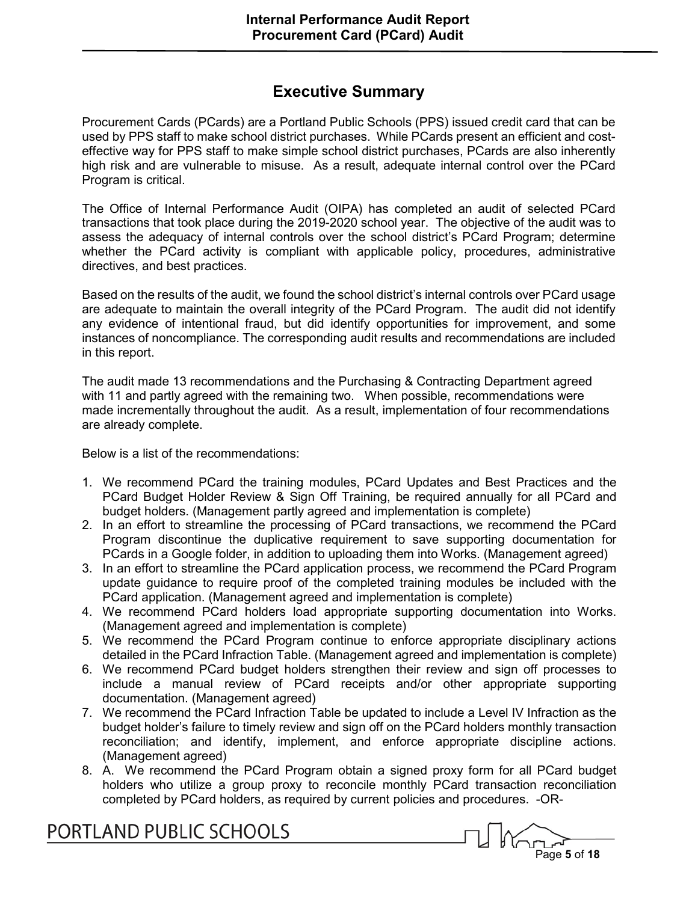## Executive Summary

Procurement Cards (PCards) are a Portland Public Schools (PPS) issued credit card that can be used by PPS staff to make school district purchases. While PCards present an efficient and cost-effective way for PPS staff to make simple school district purchases, PCards are also inherently high risk and are vulnerable to misuse. As a result, adequate internal control over the PCard Program is critical.

The Office of Internal Performance Audit (OIPA) has completed an audit of selected PCard transactions that took place during the 2019-2020 school year. The objective of the audit was to assess the adequacy of internal controls over the school district's PCard Program; determine whether the PCard activity is compliant with applicable policy, procedures, administrative directives, and best practices.

Based on the results of the audit, we found the school district's internal controls over PCard usage are adequate to maintain the overall integrity of the PCard Program. The audit did not identify any evidence of intentional fraud, but did identify opportunities for improvement, and some instances of noncompliance. The corresponding audit results and recommendations are included in this report.

The audit made 13 recommendations and the Purchasing & Contracting Department agreed with 11 and partly agreed with the remaining two. When possible, recommendations were made incrementally throughout the audit. As a result, implementation of four recommendations are already complete.

Below is a list of the recommendations:

1. We recommend PCard the training modules, PCard Updates and Best Practices and the PCard Budget Holder Review & Sign Off Training, be required annually for all PCard and budget holders. (Management partly agreed and implementation is complete)
2. In an effort to streamline the processing of PCard transactions, we recommend the PCard Program discontinue the duplicative requirement to save supporting documentation for PCards in a Google folder, in addition to uploading them into Works. (Management agreed)
3. In an effort to streamline the PCard application process, we recommend the PCard Program update guidance to require proof of the completed training modules be included with the PCard application. (Management agreed and implementation is complete)
4. We recommend PCard holders load appropriate supporting documentation into Works. (Management agreed and implementation is complete)
5. We recommend the PCard Program continue to enforce appropriate disciplinary actions detailed in the PCard Infraction Table. (Management agreed and implementation is complete)
6. We recommend PCard budget holders strengthen their review and sign off processes to include a manual review of PCard receipts and/or other appropriate supporting documentation. (Management agreed)
7. We recommend the PCard Infraction Table be updated to include a Level IV Infraction as the budget holder's failure to timely review and sign off on the PCard holders monthly transaction reconciliation; and identify, implement, and enforce appropriate discipline actions. (Management agreed)
8. A. We recommend the PCard Program obtain a signed proxy form for all PCard budget holders who utilize a group proxy to reconcile monthly PCard transaction reconciliation completed by PCard holders, as required by current policies and procedures. -OR-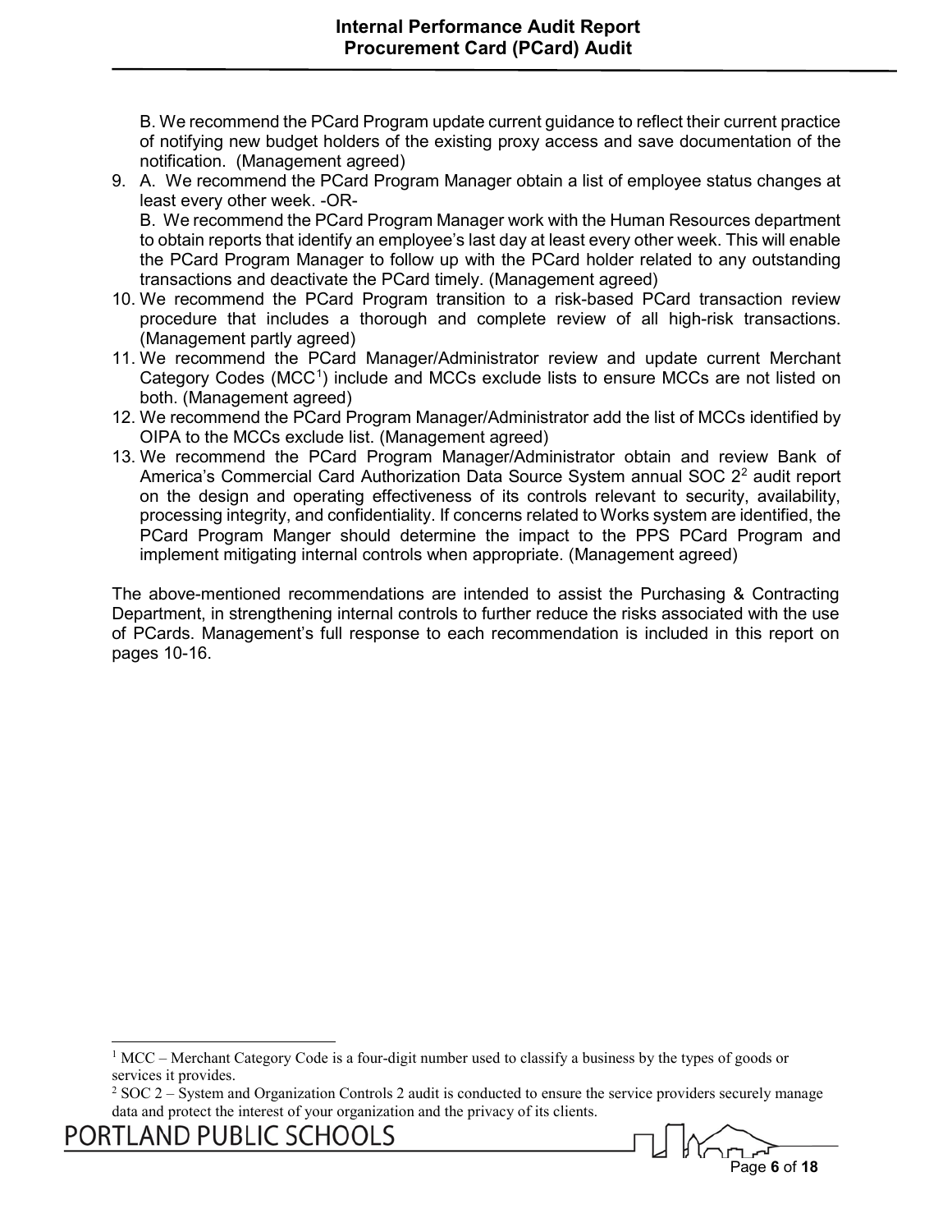B. We recommend the PCard Program update current guidance to reflect their current practice of notifying new budget holders of the existing proxy access and save documentation of the notification. (Management agreed)

9. A. We recommend the PCard Program Manager obtain a list of employee status changes at least every other week. -OR-

   B. We recommend the PCard Program Manager work with the Human Resources department to obtain reports that identify an employee's last day at least every other week. This will enable the PCard Program Manager to follow up with the PCard holder related to any outstanding transactions and deactivate the PCard timely. (Management agreed)
10. We recommend the PCard Program transition to a risk-based PCard transaction review procedure that includes a thorough and complete review of all high-risk transactions. (Management partly agreed)
11. We recommend the PCard Manager/Administrator review and update current Merchant Category Codes (MCC[1]) include and MCCs exclude lists to ensure MCCs are not listed on both. (Management agreed)
12. We recommend the PCard Program Manager/Administrator add the list of MCCs identified by OIPA to the MCCs exclude list. (Management agreed)
13. We recommend the PCard Program Manager/Administrator obtain and review Bank of America's Commercial Card Authorization Data Source System annual SOC 2[2] audit report on the design and operating effectiveness of its controls relevant to security, availability, processing integrity, and confidentiality. If concerns related to Works system are identified, the PCard Program Manger should determine the impact to the PPS PCard Program and implement mitigating internal controls when appropriate. (Management agreed)

The above-mentioned recommendations are intended to assist the Purchasing & Contracting Department, in strengthening internal controls to further reduce the risks associated with the use of PCards. Management's full response to each recommendation is included in this report on pages 10-16.

---

[1] MCC – Merchant Category Code is a four-digit number used to classify a business by the types of goods or services it provides.

[2] SOC 2 – System and Organization Controls 2 audit is conducted to ensure the service providers securely manage data and protect the interest of your organization and the privacy of its clients.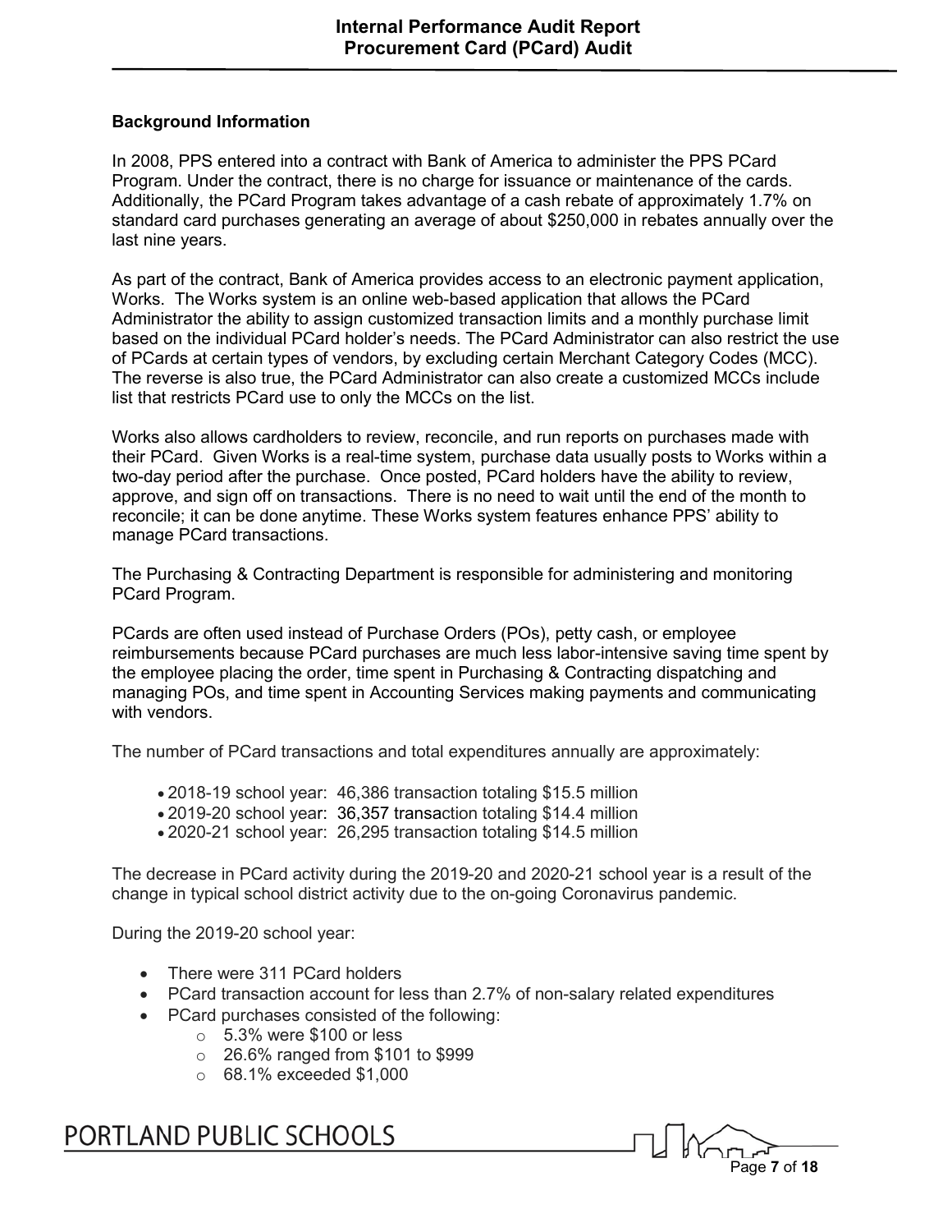### Background Information

In 2008, PPS entered into a contract with Bank of America to administer the PPS PCard Program. Under the contract, there is no charge for issuance or maintenance of the cards. Additionally, the PCard Program takes advantage of a cash rebate of approximately 1.7% on standard card purchases generating an average of about $250,000 in rebates annually over the last nine years.

As part of the contract, Bank of America provides access to an electronic payment application, Works. The Works system is an online web-based application that allows the PCard Administrator the ability to assign customized transaction limits and a monthly purchase limit based on the individual PCard holder's needs. The PCard Administrator can also restrict the use of PCards at certain types of vendors, by excluding certain Merchant Category Codes (MCC). The reverse is also true, the PCard Administrator can also create a customized MCCs include list that restricts PCard use to only the MCCs on the list.

Works also allows cardholders to review, reconcile, and run reports on purchases made with their PCard. Given Works is a real-time system, purchase data usually posts to Works within a two-day period after the purchase. Once posted, PCard holders have the ability to review, approve, and sign off on transactions. There is no need to wait until the end of the month to reconcile; it can be done anytime. These Works system features enhance PPS' ability to manage PCard transactions.

The Purchasing & Contracting Department is responsible for administering and monitoring PCard Program.

PCards are often used instead of Purchase Orders (POs), petty cash, or employee reimbursements because PCard purchases are much less labor-intensive saving time spent by the employee placing the order, time spent in Purchasing & Contracting dispatching and managing POs, and time spent in Accounting Services making payments and communicating with vendors.

The number of PCard transactions and total expenditures annually are approximately:

- 2018-19 school year: 46,386 transaction totaling $15.5 million
- 2019-20 school year: 36,357 transaction totaling $14.4 million
- 2020-21 school year: 26,295 transaction totaling $14.5 million

The decrease in PCard activity during the 2019-20 and 2020-21 school year is a result of the change in typical school district activity due to the on-going Coronavirus pandemic.

During the 2019-20 school year:

- There were 311 PCard holders
- PCard transaction account for less than 2.7% of non-salary related expenditures
- PCard purchases consisted of the following:
  - 5.3% were $100 or less
  - 26.6% ranged from $101 to $999
  - 68.1% exceeded $1,000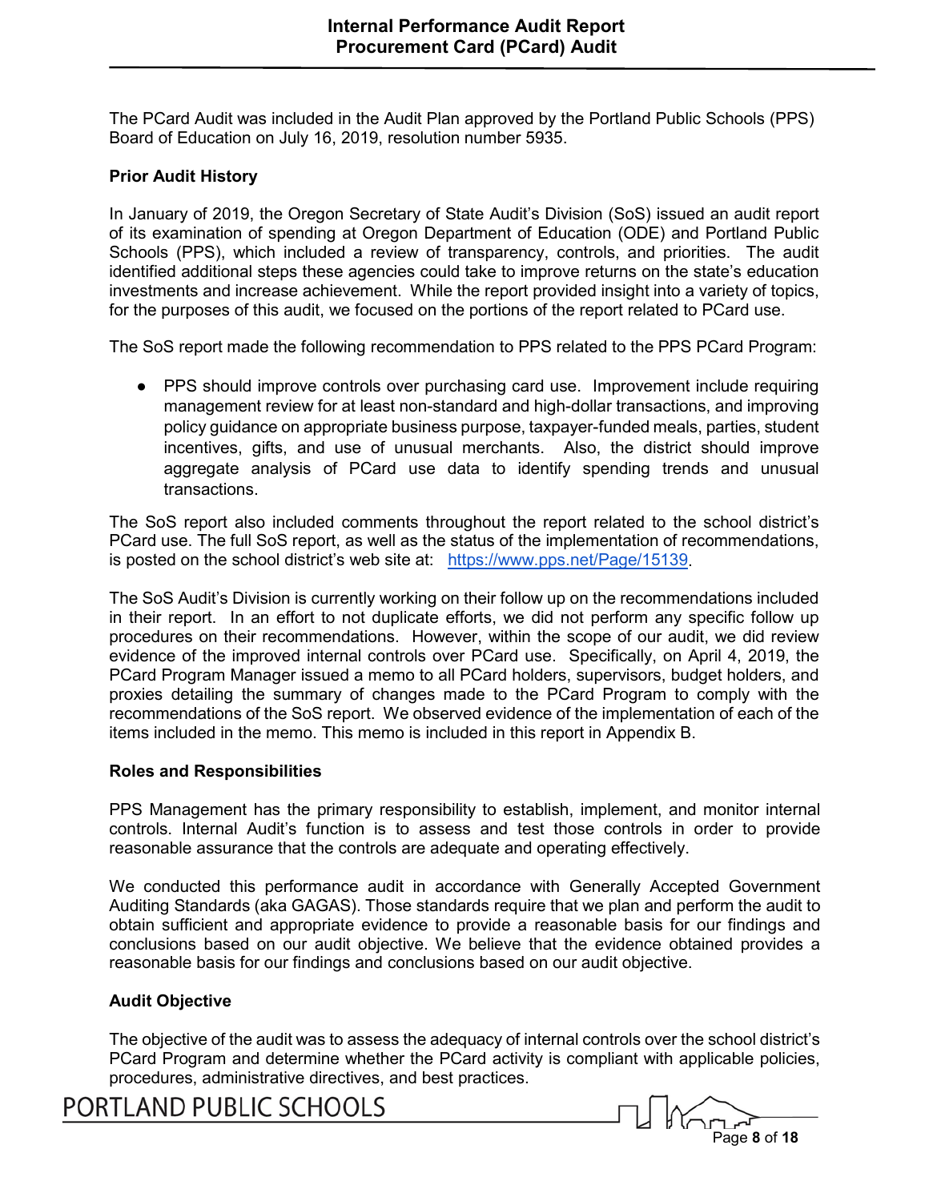The PCard Audit was included in the Audit Plan approved by the Portland Public Schools (PPS) Board of Education on July 16, 2019, resolution number 5935.

**Prior Audit History**

In January of 2019, the Oregon Secretary of State Audit's Division (SoS) issued an audit report of its examination of spending at Oregon Department of Education (ODE) and Portland Public Schools (PPS), which included a review of transparency, controls, and priorities. The audit identified additional steps these agencies could take to improve returns on the state's education investments and increase achievement. While the report provided insight into a variety of topics, for the purposes of this audit, we focused on the portions of the report related to PCard use.

The SoS report made the following recommendation to PPS related to the PPS PCard Program:

- PPS should improve controls over purchasing card use. Improvement include requiring management review for at least non-standard and high-dollar transactions, and improving policy guidance on appropriate business purpose, taxpayer-funded meals, parties, student incentives, gifts, and use of unusual merchants. Also, the district should improve aggregate analysis of PCard use data to identify spending trends and unusual transactions.

The SoS report also included comments throughout the report related to the school district's PCard use. The full SoS report, as well as the status of the implementation of recommendations, is posted on the school district's web site at: [https://www.pps.net/Page/15139](https://www.pps.net/Page/15139).

The SoS Audit's Division is currently working on their follow up on the recommendations included in their report. In an effort to not duplicate efforts, we did not perform any specific follow up procedures on their recommendations. However, within the scope of our audit, we did review evidence of the improved internal controls over PCard use. Specifically, on April 4, 2019, the PCard Program Manager issued a memo to all PCard holders, supervisors, budget holders, and proxies detailing the summary of changes made to the PCard Program to comply with the recommendations of the SoS report. We observed evidence of the implementation of each of the items included in the memo. This memo is included in this report in Appendix B.

**Roles and Responsibilities**

PPS Management has the primary responsibility to establish, implement, and monitor internal controls. Internal Audit's function is to assess and test those controls in order to provide reasonable assurance that the controls are adequate and operating effectively.

We conducted this performance audit in accordance with Generally Accepted Government Auditing Standards (aka GAGAS). Those standards require that we plan and perform the audit to obtain sufficient and appropriate evidence to provide a reasonable basis for our findings and conclusions based on our audit objective. We believe that the evidence obtained provides a reasonable basis for our findings and conclusions based on our audit objective.

**Audit Objective**

The objective of the audit was to assess the adequacy of internal controls over the school district's PCard Program and determine whether the PCard activity is compliant with applicable policies, procedures, administrative directives, and best practices.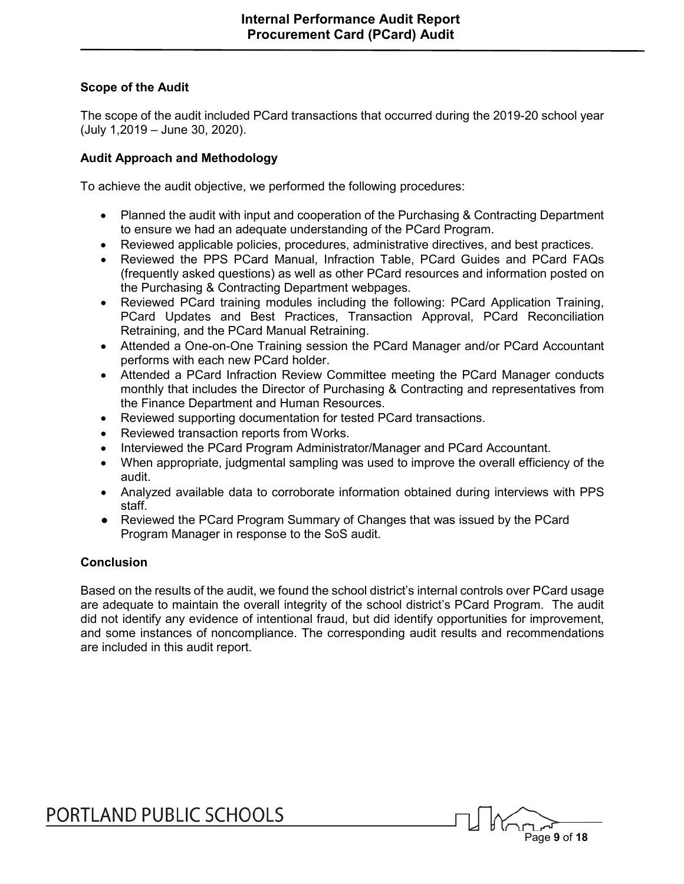## Scope of the Audit

The scope of the audit included PCard transactions that occurred during the 2019-20 school year (July 1,2019 – June 30, 2020).

## Audit Approach and Methodology

To achieve the audit objective, we performed the following procedures:

- Planned the audit with input and cooperation of the Purchasing & Contracting Department to ensure we had an adequate understanding of the PCard Program.
- Reviewed applicable policies, procedures, administrative directives, and best practices.
- Reviewed the PPS PCard Manual, Infraction Table, PCard Guides and PCard FAQs (frequently asked questions) as well as other PCard resources and information posted on the Purchasing & Contracting Department webpages.
- Reviewed PCard training modules including the following: PCard Application Training, PCard Updates and Best Practices, Transaction Approval, PCard Reconciliation Retraining, and the PCard Manual Retraining.
- Attended a One-on-One Training session the PCard Manager and/or PCard Accountant performs with each new PCard holder.
- Attended a PCard Infraction Review Committee meeting the PCard Manager conducts monthly that includes the Director of Purchasing & Contracting and representatives from the Finance Department and Human Resources.
- Reviewed supporting documentation for tested PCard transactions.
- Reviewed transaction reports from Works.
- Interviewed the PCard Program Administrator/Manager and PCard Accountant.
- When appropriate, judgmental sampling was used to improve the overall efficiency of the audit.
- Analyzed available data to corroborate information obtained during interviews with PPS staff.
- Reviewed the PCard Program Summary of Changes that was issued by the PCard Program Manager in response to the SoS audit.

## Conclusion

Based on the results of the audit, we found the school district's internal controls over PCard usage are adequate to maintain the overall integrity of the school district's PCard Program. The audit did not identify any evidence of intentional fraud, but did identify opportunities for improvement, and some instances of noncompliance. The corresponding audit results and recommendations are included in this audit report.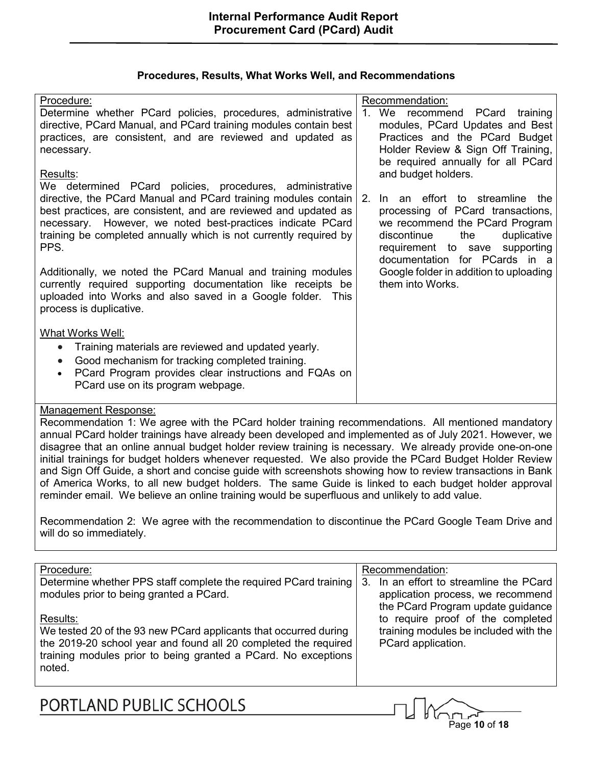### Procedures, Results, What Works Well, and Recommendations

Procedure:
Determine whether PCard policies, procedures, administrative directive, PCard Manual, and PCard training modules contain best practices, are consistent, and are reviewed and updated as necessary.

Results:
We determined PCard policies, procedures, administrative directive, the PCard Manual and PCard training modules contain best practices, are consistent, and are reviewed and updated as necessary. However, we noted best-practices indicate PCard training be completed annually which is not currently required by PPS.

Additionally, we noted the PCard Manual and training modules currently required supporting documentation like receipts be uploaded into Works and also saved in a Google folder. This process is duplicative.

What Works Well:

- Training materials are reviewed and updated yearly.
- Good mechanism for tracking completed training.
- PCard Program provides clear instructions and FQAs on PCard use on its program webpage.

Recommendation:

1. We recommend PCard training modules, PCard Updates and Best Practices and the PCard Budget Holder Review & Sign Off Training, be required annually for all PCard and budget holders.
2. In an effort to streamline the processing of PCard transactions, we recommend the PCard Program discontinue the duplicative requirement to save supporting documentation for PCards in a Google folder in addition to uploading them into Works.

Management Response:
Recommendation 1: We agree with the PCard holder training recommendations. All mentioned mandatory annual PCard holder trainings have already been developed and implemented as of July 2021. However, we disagree that an online annual budget holder review training is necessary. We already provide one-on-one initial trainings for budget holders whenever requested. We also provide the PCard Budget Holder Review and Sign Off Guide, a short and concise guide with screenshots showing how to review transactions in Bank of America Works, to all new budget holders. The same Guide is linked to each budget holder approval reminder email. We believe an online training would be superfluous and unlikely to add value.

Recommendation 2: We agree with the recommendation to discontinue the PCard Google Team Drive and will do so immediately.

---

Procedure:
Determine whether PPS staff complete the required PCard training modules prior to being granted a PCard.

Results:
We tested 20 of the 93 new PCard applicants that occurred during the 2019-20 school year and found all 20 completed the required training modules prior to being granted a PCard. No exceptions noted.

Recommendation:

3. In an effort to streamline the PCard application process, we recommend the PCard Program update guidance to require proof of the completed training modules be included with the PCard application.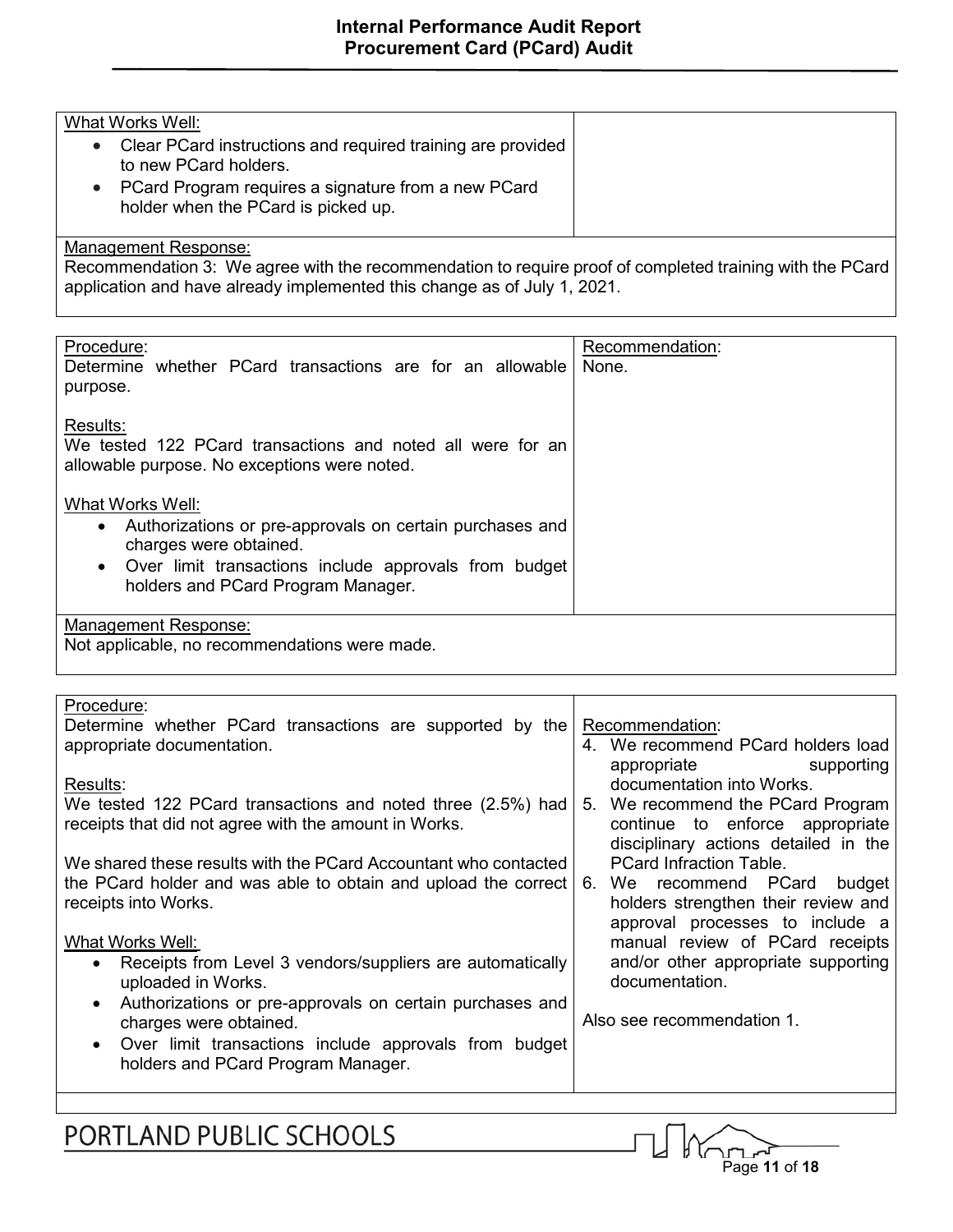| What Works Well: | |
|---|---|
| • Clear PCard instructions and required training are provided to new PCard holders.<br>• PCard Program requires a signature from a new PCard holder when the PCard is picked up. | |

Management Response:
Recommendation 3: We agree with the recommendation to require proof of completed training with the PCard application and have already implemented this change as of July 1, 2021.

| Procedure: | Recommendation: |
|---|---|
| Determine whether PCard transactions are for an allowable purpose.<br><br>Results:<br>We tested 122 PCard transactions and noted all were for an allowable purpose. No exceptions were noted.<br><br>What Works Well:<br>• Authorizations or pre-approvals on certain purchases and charges were obtained.<br>• Over limit transactions include approvals from budget holders and PCard Program Manager. | None. |

Management Response:
Not applicable, no recommendations were made.

| Procedure: | Recommendation: |
|---|---|
| Determine whether PCard transactions are supported by the appropriate documentation.<br><br>Results:<br>We tested 122 PCard transactions and noted three (2.5%) had receipts that did not agree with the amount in Works.<br><br>We shared these results with the PCard Accountant who contacted the PCard holder and was able to obtain and upload the correct receipts into Works.<br><br>What Works Well:<br>• Receipts from Level 3 vendors/suppliers are automatically uploaded in Works.<br>• Authorizations or pre-approvals on certain purchases and charges were obtained.<br>• Over limit transactions include approvals from budget holders and PCard Program Manager. | 4. We recommend PCard holders load appropriate supporting documentation into Works.<br>5. We recommend the PCard Program continue to enforce appropriate disciplinary actions detailed in the PCard Infraction Table.<br>6. We recommend PCard budget holders strengthen their review and approval processes to include a manual review of PCard receipts and/or other appropriate supporting documentation.<br><br>Also see recommendation 1. |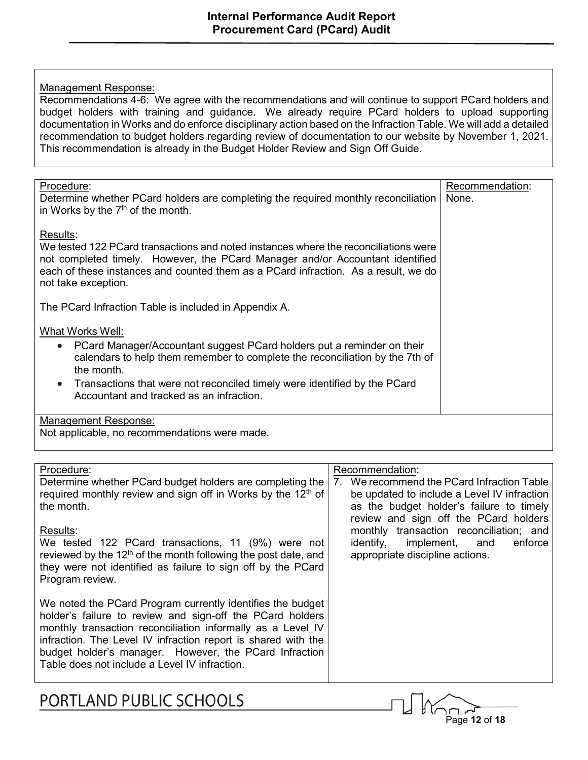Management Response:
Recommendations 4-6: We agree with the recommendations and will continue to support PCard holders and budget holders with training and guidance. We already require PCard holders to upload supporting documentation in Works and do enforce disciplinary action based on the Infraction Table. We will add a detailed recommendation to budget holders regarding review of documentation to our website by November 1, 2021. This recommendation is already in the Budget Holder Review and Sign Off Guide.

| Procedure | Recommendation |
|---|---|
| Procedure:<br>Determine whether PCard holders are completing the required monthly reconciliation in Works by the 7th of the month.<br><br>Results:<br>We tested 122 PCard transactions and noted instances where the reconciliations were not completed timely. However, the PCard Manager and/or Accountant identified each of these instances and counted them as a PCard infraction. As a result, we do not take exception.<br><br>The PCard Infraction Table is included in Appendix A.<br><br>What Works Well:<br>• PCard Manager/Accountant suggest PCard holders put a reminder on their calendars to help them remember to complete the reconciliation by the 7th of the month.<br>• Transactions that were not reconciled timely were identified by the PCard Accountant and tracked as an infraction. | Recommendation:<br>None. |

Management Response:
Not applicable, no recommendations were made.

| Procedure | Recommendation |
|---|---|
| Procedure:<br>Determine whether PCard budget holders are completing the required monthly review and sign off in Works by the 12th of the month.<br><br>Results:<br>We tested 122 PCard transactions, 11 (9%) were not reviewed by the 12th of the month following the post date, and they were not identified as failure to sign off by the PCard Program review.<br><br>We noted the PCard Program currently identifies the budget holder's failure to review and sign-off the PCard holders monthly transaction reconciliation informally as a Level IV infraction. The Level IV infraction report is shared with the budget holder's manager. However, the PCard Infraction Table does not include a Level IV infraction. | Recommendation:<br>7. We recommend the PCard Infraction Table be updated to include a Level IV infraction as the budget holder's failure to timely review and sign off the PCard holders monthly transaction reconciliation; and identify, implement, and enforce appropriate discipline actions. |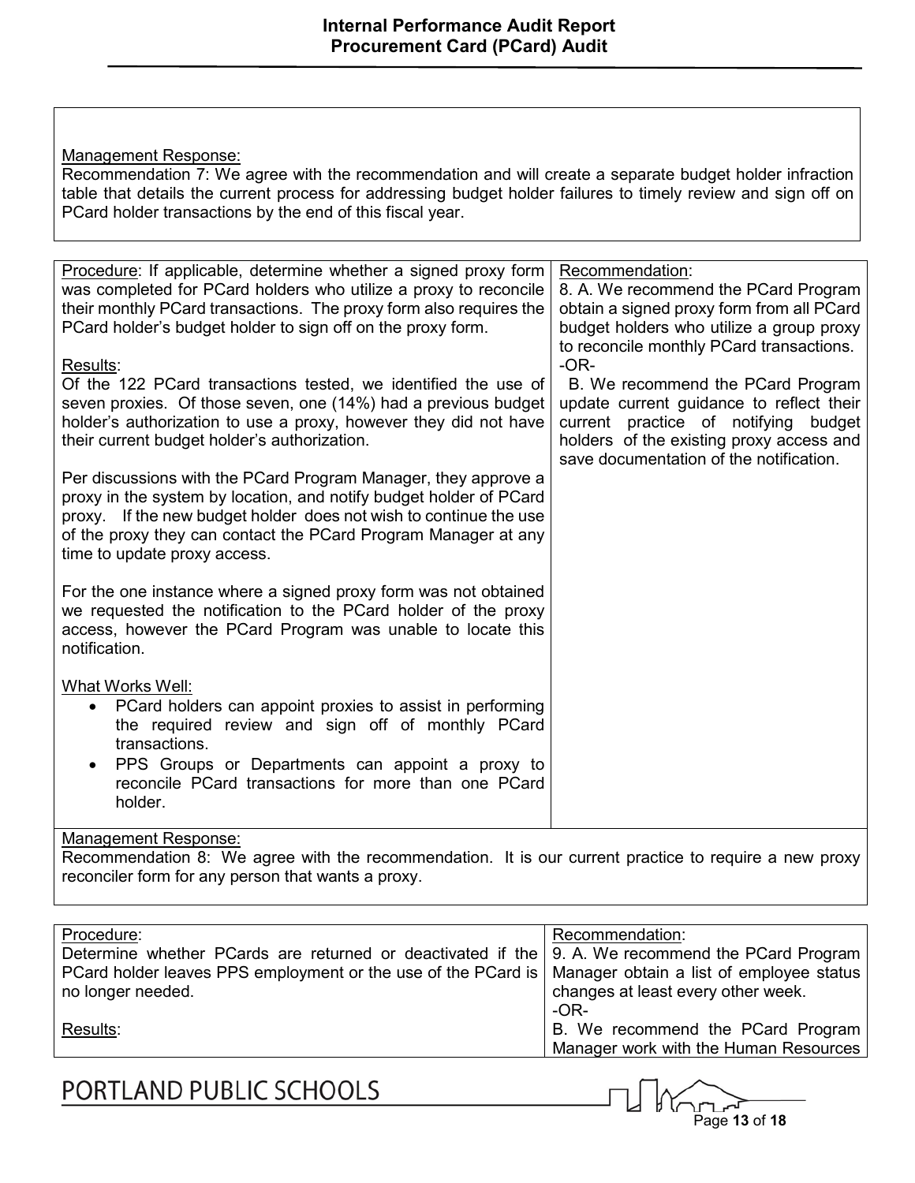Management Response:
Recommendation 7: We agree with the recommendation and will create a separate budget holder infraction table that details the current process for addressing budget holder failures to timely review and sign off on PCard holder transactions by the end of this fiscal year.

| Procedure | Recommendation |
| --- | --- |
| Procedure: If applicable, determine whether a signed proxy form was completed for PCard holders who utilize a proxy to reconcile their monthly PCard transactions. The proxy form also requires the PCard holder's budget holder to sign off on the proxy form.<br><br>Results:<br>Of the 122 PCard transactions tested, we identified the use of seven proxies. Of those seven, one (14%) had a previous budget holder's authorization to use a proxy, however they did not have their current budget holder's authorization.<br><br>Per discussions with the PCard Program Manager, they approve a proxy in the system by location, and notify budget holder of PCard proxy. If the new budget holder does not wish to continue the use of the proxy they can contact the PCard Program Manager at any time to update proxy access.<br><br>For the one instance where a signed proxy form was not obtained we requested the notification to the PCard holder of the proxy access, however the PCard Program was unable to locate this notification.<br><br>What Works Well:<br>• PCard holders can appoint proxies to assist in performing the required review and sign off of monthly PCard transactions.<br>• PPS Groups or Departments can appoint a proxy to reconcile PCard transactions for more than one PCard holder. | Recommendation:<br>8. A. We recommend the PCard Program obtain a signed proxy form from all PCard budget holders who utilize a group proxy to reconcile monthly PCard transactions.<br>-OR-<br>B. We recommend the PCard Program update current guidance to reflect their current practice of notifying budget holders of the existing proxy access and save documentation of the notification. |

Management Response:
Recommendation 8: We agree with the recommendation. It is our current practice to require a new proxy reconciler form for any person that wants a proxy.

| Procedure | Recommendation |
| --- | --- |
| Procedure:<br>Determine whether PCards are returned or deactivated if the PCard holder leaves PPS employment or the use of the PCard is no longer needed.<br><br>Results: | Recommendation:<br>9. A. We recommend the PCard Program Manager obtain a list of employee status changes at least every other week.<br>-OR-<br>B. We recommend the PCard Program Manager work with the Human Resources |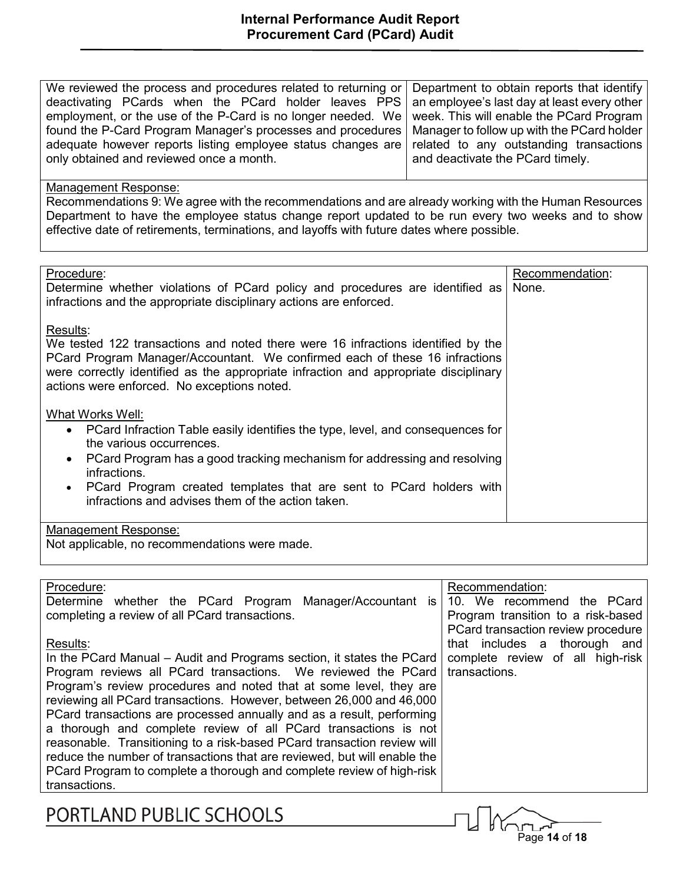| | |
|---|---|
| We reviewed the process and procedures related to returning or deactivating PCards when the PCard holder leaves PPS employment, or the use of the P-Card is no longer needed. We found the P-Card Program Manager's processes and procedures adequate however reports listing employee status changes are only obtained and reviewed once a month. | Department to obtain reports that identify an employee's last day at least every other week. This will enable the PCard Program Manager to follow up with the PCard holder related to any outstanding transactions and deactivate the PCard timely. |

Management Response:

Recommendations 9: We agree with the recommendations and are already working with the Human Resources Department to have the employee status change report updated to be run every two weeks and to show effective date of retirements, terminations, and layoffs with future dates where possible.

| Procedure | Recommendation |
|---|---|
| Determine whether violations of PCard policy and procedures are identified as infractions and the appropriate disciplinary actions are enforced.<br><br>Results:<br>We tested 122 transactions and noted there were 16 infractions identified by the PCard Program Manager/Accountant. We confirmed each of these 16 infractions were correctly identified as the appropriate infraction and appropriate disciplinary actions were enforced. No exceptions noted.<br><br>What Works Well:<br>• PCard Infraction Table easily identifies the type, level, and consequences for the various occurrences.<br>• PCard Program has a good tracking mechanism for addressing and resolving infractions.<br>• PCard Program created templates that are sent to PCard holders with infractions and advises them of the action taken. | None. |

Management Response:

Not applicable, no recommendations were made.

| Procedure | Recommendation |
|---|---|
| Determine whether the PCard Program Manager/Accountant is completing a review of all PCard transactions.<br><br>Results:<br>In the PCard Manual – Audit and Programs section, it states the PCard Program reviews all PCard transactions. We reviewed the PCard Program's review procedures and noted that at some level, they are reviewing all PCard transactions. However, between 26,000 and 46,000 PCard transactions are processed annually and as a result, performing a thorough and complete review of all PCard transactions is not reasonable. Transitioning to a risk-based PCard transaction review will reduce the number of transactions that are reviewed, but will enable the PCard Program to complete a thorough and complete review of high-risk transactions. | 10. We recommend the PCard Program transition to a risk-based PCard transaction review procedure that includes a thorough and complete review of all high-risk transactions. |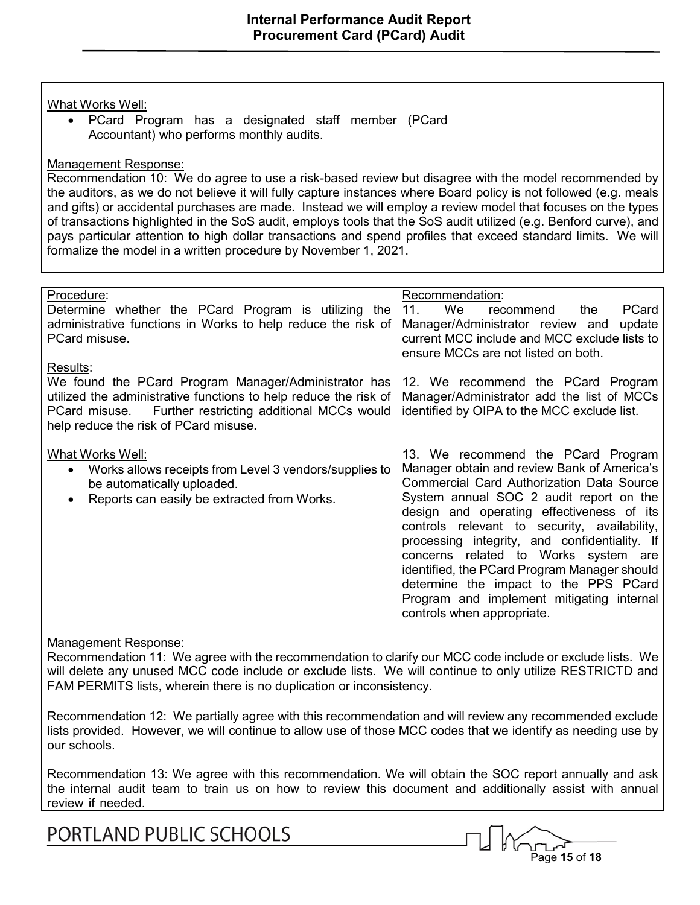What Works Well:

- PCard Program has a designated staff member (PCard Accountant) who performs monthly audits.

Management Response:

Recommendation 10: We do agree to use a risk-based review but disagree with the model recommended by the auditors, as we do not believe it will fully capture instances where Board policy is not followed (e.g. meals and gifts) or accidental purchases are made. Instead we will employ a review model that focuses on the types of transactions highlighted in the SoS audit, employs tools that the SoS audit utilized (e.g. Benford curve), and pays particular attention to high dollar transactions and spend profiles that exceed standard limits. We will formalize the model in a written procedure by November 1, 2021.

| Procedure / Results / What Works Well | Recommendation |
|---|---|
| Procedure:<br>Determine whether the PCard Program is utilizing the administrative functions in Works to help reduce the risk of PCard misuse.<br><br>Results:<br>We found the PCard Program Manager/Administrator has utilized the administrative functions to help reduce the risk of PCard misuse. Further restricting additional MCCs would help reduce the risk of PCard misuse.<br><br>What Works Well:<br>• Works allows receipts from Level 3 vendors/supplies to be automatically uploaded.<br>• Reports can easily be extracted from Works. | Recommendation:<br>11. We recommend the PCard Manager/Administrator review and update current MCC include and MCC exclude lists to ensure MCCs are not listed on both.<br><br>12. We recommend the PCard Program Manager/Administrator add the list of MCCs identified by OIPA to the MCC exclude list.<br><br>13. We recommend the PCard Program Manager obtain and review Bank of America's Commercial Card Authorization Data Source System annual SOC 2 audit report on the design and operating effectiveness of its controls relevant to security, availability, processing integrity, and confidentiality. If concerns related to Works system are identified, the PCard Program Manager should determine the impact to the PPS PCard Program and implement mitigating internal controls when appropriate. |

Management Response:

Recommendation 11: We agree with the recommendation to clarify our MCC code include or exclude lists. We will delete any unused MCC code include or exclude lists. We will continue to only utilize RESTRICTD and FAM PERMITS lists, wherein there is no duplication or inconsistency.

Recommendation 12: We partially agree with this recommendation and will review any recommended exclude lists provided. However, we will continue to allow use of those MCC codes that we identify as needing use by our schools.

Recommendation 13: We agree with this recommendation. We will obtain the SOC report annually and ask the internal audit team to train us on how to review this document and additionally assist with annual review if needed.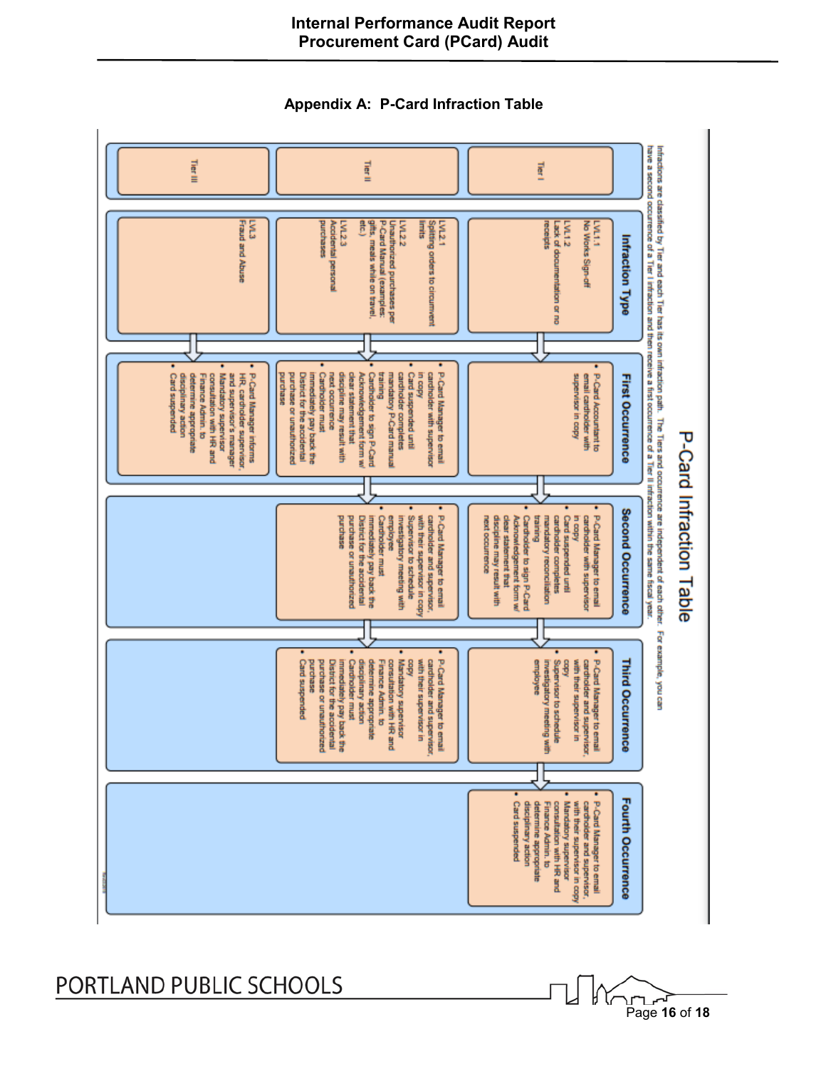## Appendix A: P-Card Infraction Table

### P-Card Infraction Table

Infractions are classified by Tier and each Tier has its own infraction path. The Tiers and occurrence are independent of each other. For example, you can have a second occurrence of a Tier I infraction and then receive a first occurrence of a Tier II infraction within the same fiscal year.

| | Infraction Type | First Occurrence | Second Occurrence | Third Occurrence | Fourth Occurrence |
|---|---|---|---|---|---|
| Tier I | LVL1.1 No Works Sign-off<br>LVL1.2 Lack of documentation or no receipts | • P-Card Accountant to email cardholder with supervisor in copy | • P-Card Manager to email cardholder with supervisor in copy<br>• Card suspended until cardholder completes mandatory reconciliation training<br>• Cardholder to sign P-Card Acknowledgement form w/ clear statement that discipline may result with next occurrence | • P-Card Manager to email cardholder and supervisor, with their supervisor in copy<br>• Supervisor to schedule investigatory meeting with employee | • P-Card Manager to email cardholder and supervisor, with their supervisor in copy<br>• Mandatory supervisor consultation with HR and Finance Admin. to determine appropriate disciplinary action<br>• Card suspended |
| Tier II | LVL2.1 Splitting orders to circumvent limits<br>LVL2.2 Unauthorized purchases per P-Card Manual (examples: gifts, meals while on travel, etc.)<br>LVL2.3 Accidental personal purchases | • P-Card Manager to email cardholder with supervisor in copy<br>• Card suspended until cardholder completes mandatory P-Card manual training<br>• Cardholder to sign P-Card Acknowledgement form w/ clear statement that discipline may result with next occurrence<br>• Cardholder must immediately pay back the District for the accidental purchase or unauthorized purchase | • P-Card Manager to email cardholder and supervisor, with their supervisor in copy<br>• Supervisor to schedule investigatory meeting with employee<br>• Cardholder must immediately pay back the District for the accidental purchase or unauthorized purchase | • P-Card Manager to email cardholder and supervisor, with their supervisor in copy<br>• Mandatory supervisor consultation with HR and Finance Admin. to determine appropriate disciplinary action<br>• Cardholder must immediately pay back the District for the accidental purchase or unauthorized purchase<br>• Card suspended | |
| Tier III | LVL3 Fraud and Abuse | • P-Card Manager informs HR, cardholder supervisor, and supervisor's manager<br>• Mandatory supervisor consultation with HR and Finance Admin. to determine appropriate disciplinary action<br>• Card suspended | | | |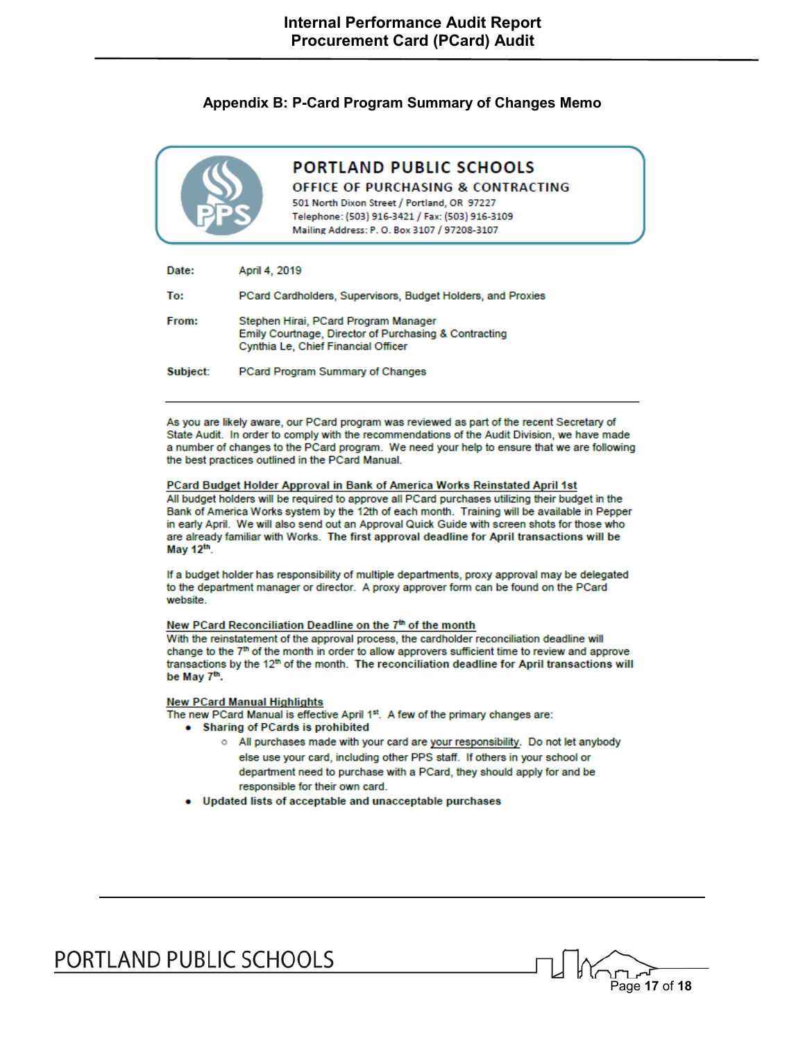## Appendix B: P-Card Program Summary of Changes Memo

**PORTLAND PUBLIC SCHOOLS**
**OFFICE OF PURCHASING & CONTRACTING**
501 North Dixon Street / Portland, OR 97227
Telephone: (503) 916-3421 / Fax: (503) 916-3109
Mailing Address: P. O. Box 3107 / 97208-3107

**Date:** April 4, 2019

**To:** PCard Cardholders, Supervisors, Budget Holders, and Proxies

**From:** Stephen Hirai, PCard Program Manager
Emily Courtnage, Director of Purchasing & Contracting
Cynthia Le, Chief Financial Officer

**Subject:** PCard Program Summary of Changes

---

As you are likely aware, our PCard program was reviewed as part of the recent Secretary of State Audit. In order to comply with the recommendations of the Audit Division, we have made a number of changes to the PCard program. We need your help to ensure that we are following the best practices outlined in the PCard Manual.

**PCard Budget Holder Approval in Bank of America Works Reinstated April 1st**

All budget holders will be required to approve all PCard purchases utilizing their budget in the Bank of America Works system by the 12th of each month. Training will be available in Pepper in early April. We will also send out an Approval Quick Guide with screen shots for those who are already familiar with Works. **The first approval deadline for April transactions will be May 12th.**

If a budget holder has responsibility of multiple departments, proxy approval may be delegated to the department manager or director. A proxy approver form can be found on the PCard website.

**New PCard Reconciliation Deadline on the 7th of the month**

With the reinstatement of the approval process, the cardholder reconciliation deadline will change to the 7th of the month in order to allow approvers sufficient time to review and approve transactions by the 12th of the month. **The reconciliation deadline for April transactions will be May 7th.**

**New PCard Manual Highlights**

The new PCard Manual is effective April 1st. A few of the primary changes are:

- **Sharing of PCards is prohibited**
  - All purchases made with your card are your responsibility. Do not let anybody else use your card, including other PPS staff. If others in your school or department need to purchase with a PCard, they should apply for and be responsible for their own card.
- **Updated lists of acceptable and unacceptable purchases**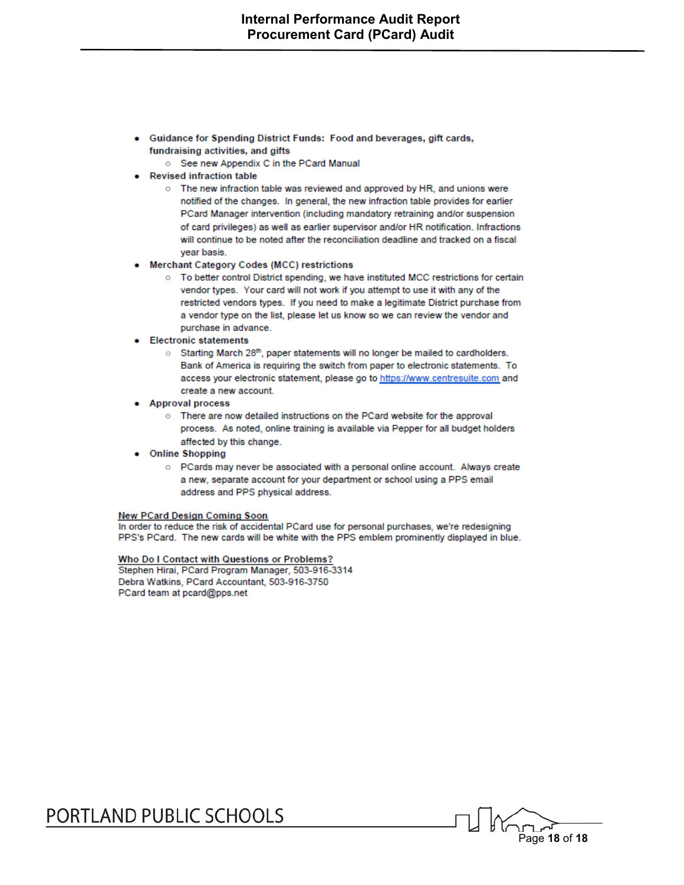- **Guidance for Spending District Funds: Food and beverages, gift cards, fundraising activities, and gifts**
  - See new Appendix C in the PCard Manual
- **Revised infraction table**
  - The new infraction table was reviewed and approved by HR, and unions were notified of the changes. In general, the new infraction table provides for earlier PCard Manager intervention (including mandatory retraining and/or suspension of card privileges) as well as earlier supervisor and/or HR notification. Infractions will continue to be noted after the reconciliation deadline and tracked on a fiscal year basis.
- **Merchant Category Codes (MCC) restrictions**
  - To better control District spending, we have instituted MCC restrictions for certain vendor types. Your card will not work if you attempt to use it with any of the restricted vendors types. If you need to make a legitimate District purchase from a vendor type on the list, please let us know so we can review the vendor and purchase in advance.
- **Electronic statements**
  - Starting March 28th, paper statements will no longer be mailed to cardholders. Bank of America is requiring the switch from paper to electronic statements. To access your electronic statement, please go to https://www.centresuite.com and create a new account.
- **Approval process**
  - There are now detailed instructions on the PCard website for the approval process. As noted, online training is available via Pepper for all budget holders affected by this change.
- **Online Shopping**
  - PCards may never be associated with a personal online account. Always create a new, separate account for your department or school using a PPS email address and PPS physical address.

**New PCard Design Coming Soon**
In order to reduce the risk of accidental PCard use for personal purchases, we're redesigning PPS's PCard. The new cards will be white with the PPS emblem prominently displayed in blue.

**Who Do I Contact with Questions or Problems?**
Stephen Hirai, PCard Program Manager, 503-916-3314
Debra Watkins, PCard Accountant, 503-916-3750
PCard team at pcard@pps.net